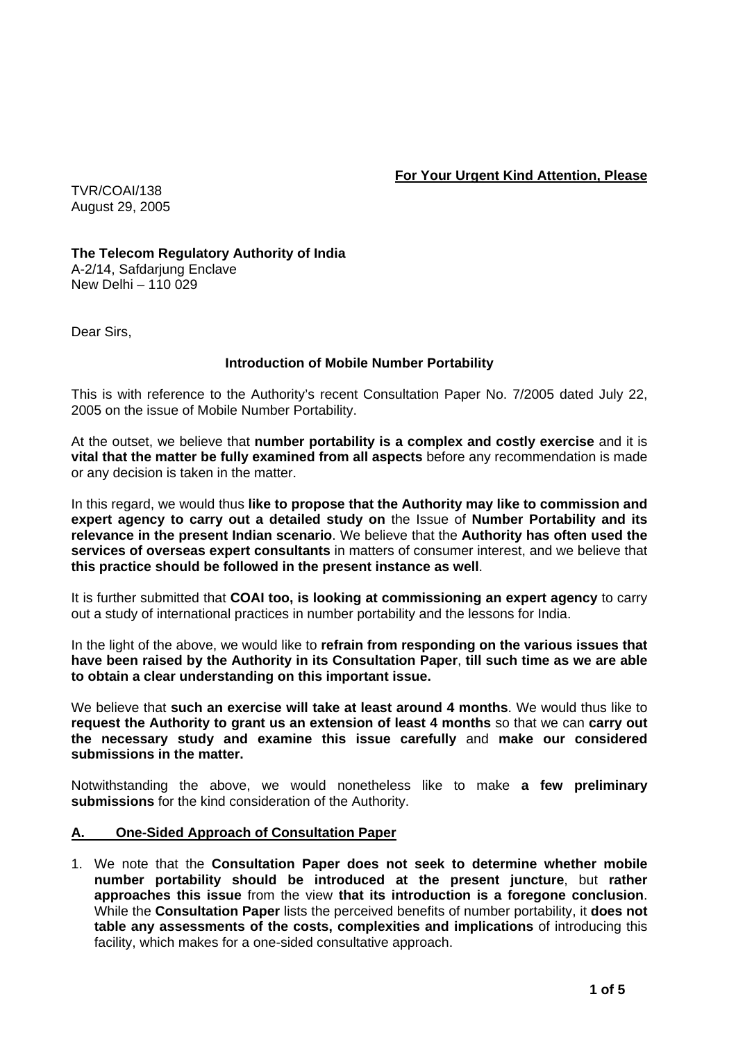**<u>For Your Urgent Kind Attention, Please</u>**

TVR/COAI/138
August 29, 2005

**The Telecom Regulatory Authority of India**
A-2/14, Safdarjung Enclave
New Delhi – 110 029

Dear Sirs,

**Introduction of Mobile Number Portability**

This is with reference to the Authority's recent Consultation Paper No. 7/2005 dated July 22, 2005 on the issue of Mobile Number Portability.

At the outset, we believe that **number portability is a complex and costly exercise** and it is **vital that the matter be fully examined from all aspects** before any recommendation is made or any decision is taken in the matter.

In this regard, we would thus **like to propose that the Authority may like to commission and expert agency to carry out a detailed study on** the Issue of **Number Portability and its relevance in the present Indian scenario**. We believe that the **Authority has often used the services of overseas expert consultants** in matters of consumer interest, and we believe that **this practice should be followed in the present instance as well**.

It is further submitted that **COAI too, is looking at commissioning an expert agency** to carry out a study of international practices in number portability and the lessons for India.

In the light of the above, we would like to **refrain from responding on the various issues that have been raised by the Authority in its Consultation Paper**, **till such time as we are able to obtain a clear understanding on this important issue.**

We believe that **such an exercise will take at least around 4 months**. We would thus like to **request the Authority to grant us an extension of least 4 months** so that we can **carry out the necessary study and examine this issue carefully** and **make our considered submissions in the matter.**

Notwithstanding the above, we would nonetheless like to make **a few preliminary submissions** for the kind consideration of the Authority.

## A. One-Sided Approach of Consultation Paper

1. We note that the **Consultation Paper does not seek to determine whether mobile number portability should be introduced at the present juncture**, but **rather approaches this issue** from the view **that its introduction is a foregone conclusion**. While the **Consultation Paper** lists the perceived benefits of number portability, it **does not table any assessments of the costs, complexities and implications** of introducing this facility, which makes for a one-sided consultative approach.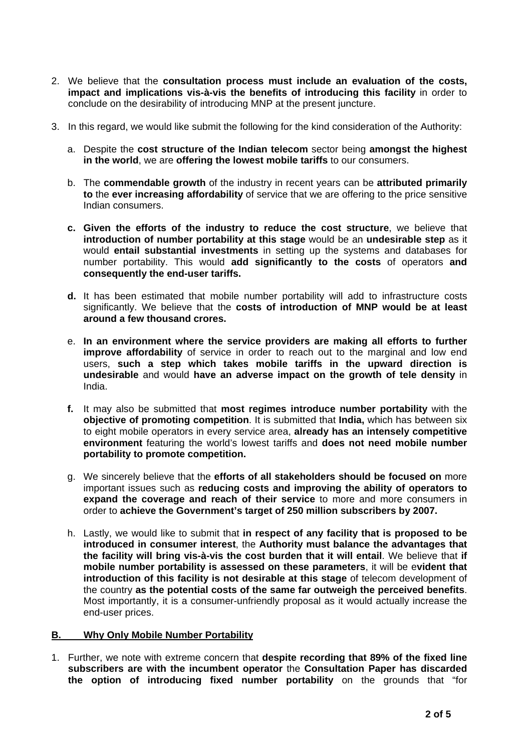2. We believe that the **consultation process must include an evaluation of the costs, impact and implications vis-à-vis the benefits of introducing this facility** in order to conclude on the desirability of introducing MNP at the present juncture.

3. In this regard, we would like submit the following for the kind consideration of the Authority:

   a. Despite the **cost structure of the Indian telecom** sector being **amongst the highest in the world**, we are **offering the lowest mobile tariffs** to our consumers.

   b. The **commendable growth** of the industry in recent years can be **attributed primarily to** the **ever increasing affordability** of service that we are offering to the price sensitive Indian consumers.

   **c. Given the efforts of the industry to reduce the cost structure**, we believe that **introduction of number portability at this stage** would be an **undesirable step** as it would **entail substantial investments** in setting up the systems and databases for number portability. This would **add significantly to the costs** of operators **and consequently the end-user tariffs.**

   **d.** It has been estimated that mobile number portability will add to infrastructure costs significantly. We believe that the **costs of introduction of MNP would be at least around a few thousand crores.**

   e. **In an environment where the service providers are making all efforts to further improve affordability** of service in order to reach out to the marginal and low end users, **such a step which takes mobile tariffs in the upward direction is undesirable** and would **have an adverse impact on the growth of tele density** in India.

   **f.** It may also be submitted that **most regimes introduce number portability** with the **objective of promoting competition**. It is submitted that **India,** which has between six to eight mobile operators in every service area, **already has an intensely competitive environment** featuring the world's lowest tariffs and **does not need mobile number portability to promote competition.**

   g. We sincerely believe that the **efforts of all stakeholders should be focused on** more important issues such as **reducing costs and improving the ability of operators to expand the coverage and reach of their service** to more and more consumers in order to **achieve the Government's target of 250 million subscribers by 2007.**

   h. Lastly, we would like to submit that **in respect of any facility that is proposed to be introduced in consumer interest**, the **Authority must balance the advantages that the facility will bring vis-à-vis the cost burden that it will entail**. We believe that **if mobile number portability is assessed on these parameters**, it will be e**vident that introduction of this facility is not desirable at this stage** of telecom development of the country **as the potential costs of the same far outweigh the perceived benefits**. Most importantly, it is a consumer-unfriendly proposal as it would actually increase the end-user prices.

## B. Why Only Mobile Number Portability

1. Further, we note with extreme concern that **despite recording that 89% of the fixed line subscribers are with the incumbent operator** the **Consultation Paper has discarded the option of introducing fixed number portability** on the grounds that "for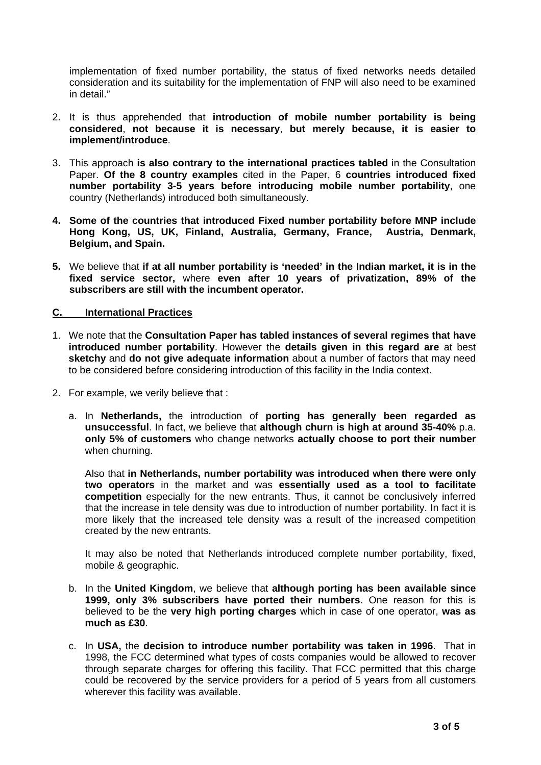implementation of fixed number portability, the status of fixed networks needs detailed consideration and its suitability for the implementation of FNP will also need to be examined in detail."

2. It is thus apprehended that **introduction of mobile number portability is being considered**, **not because it is necessary**, **but merely because, it is easier to implement/introduce**.

3. This approach **is also contrary to the international practices tabled** in the Consultation Paper. **Of the 8 country examples** cited in the Paper, 6 **countries introduced fixed number portability 3-5 years before introducing mobile number portability**, one country (Netherlands) introduced both simultaneously.

4. **Some of the countries that introduced Fixed number portability before MNP include Hong Kong, US, UK, Finland, Australia, Germany, France, Austria, Denmark, Belgium, and Spain.**

5. We believe that **if at all number portability is 'needed' in the Indian market, it is in the fixed service sector,** where **even after 10 years of privatization, 89% of the subscribers are still with the incumbent operator.**

## C. International Practices

1. We note that the **Consultation Paper has tabled instances of several regimes that have introduced number portability**. However the **details given in this regard are** at best **sketchy** and **do not give adequate information** about a number of factors that may need to be considered before considering introduction of this facility in the India context.

2. For example, we verily believe that :

   a. In **Netherlands,** the introduction of **porting has generally been regarded as unsuccessful**. In fact, we believe that **although churn is high at around 35-40%** p.a. **only 5% of customers** who change networks **actually choose to port their number** when churning.

      Also that **in Netherlands, number portability was introduced when there were only two operators** in the market and was **essentially used as a tool to facilitate competition** especially for the new entrants. Thus, it cannot be conclusively inferred that the increase in tele density was due to introduction of number portability. In fact it is more likely that the increased tele density was a result of the increased competition created by the new entrants.

      It may also be noted that Netherlands introduced complete number portability, fixed, mobile & geographic.

   b. In the **United Kingdom**, we believe that **although porting has been available since 1999, only 3% subscribers have ported their numbers**. One reason for this is believed to be the **very high porting charges** which in case of one operator, **was as much as £30**.

   c. In **USA,** the **decision to introduce number portability was taken in 1996**. That in 1998, the FCC determined what types of costs companies would be allowed to recover through separate charges for offering this facility. That FCC permitted that this charge could be recovered by the service providers for a period of 5 years from all customers wherever this facility was available.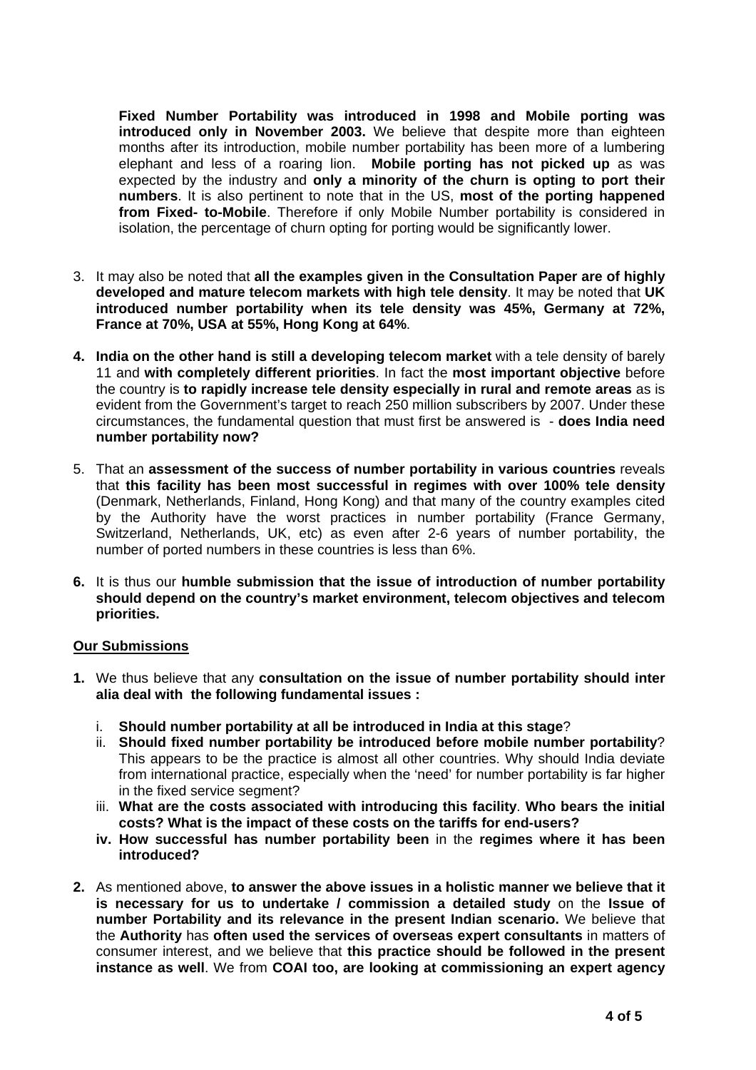**Fixed Number Portability was introduced in 1998 and Mobile porting was introduced only in November 2003.** We believe that despite more than eighteen months after its introduction, mobile number portability has been more of a lumbering elephant and less of a roaring lion. **Mobile porting has not picked up** as was expected by the industry and **only a minority of the churn is opting to port their numbers**. It is also pertinent to note that in the US, **most of the porting happened from Fixed- to-Mobile**. Therefore if only Mobile Number portability is considered in isolation, the percentage of churn opting for porting would be significantly lower.

3. It may also be noted that **all the examples given in the Consultation Paper are of highly developed and mature telecom markets with high tele density**. It may be noted that **UK introduced number portability when its tele density was 45%, Germany at 72%, France at 70%, USA at 55%, Hong Kong at 64%**.

4. **India on the other hand is still a developing telecom market** with a tele density of barely 11 and **with completely different priorities**. In fact the **most important objective** before the country is **to rapidly increase tele density especially in rural and remote areas** as is evident from the Government's target to reach 250 million subscribers by 2007. Under these circumstances, the fundamental question that must first be answered is - **does India need number portability now?**

5. That an **assessment of the success of number portability in various countries** reveals that **this facility has been most successful in regimes with over 100% tele density** (Denmark, Netherlands, Finland, Hong Kong) and that many of the country examples cited by the Authority have the worst practices in number portability (France Germany, Switzerland, Netherlands, UK, etc) as even after 2-6 years of number portability, the number of ported numbers in these countries is less than 6%.

6. It is thus our **humble submission that the issue of introduction of number portability should depend on the country's market environment, telecom objectives and telecom priorities.**

**Our Submissions**

1. We thus believe that any **consultation on the issue of number portability should inter alia deal with the following fundamental issues :**

   i. **Should number portability at all be introduced in India at this stage**?
   ii. **Should fixed number portability be introduced before mobile number portability**? This appears to be the practice is almost all other countries. Why should India deviate from international practice, especially when the 'need' for number portability is far higher in the fixed service segment?
   iii. **What are the costs associated with introducing this facility**. **Who bears the initial costs? What is the impact of these costs on the tariffs for end-users?**
   iv. **How successful has number portability been** in the **regimes where it has been introduced?**

2. As mentioned above, **to answer the above issues in a holistic manner we believe that it is necessary for us to undertake / commission a detailed study** on the **Issue of number Portability and its relevance in the present Indian scenario.** We believe that the **Authority** has **often used the services of overseas expert consultants** in matters of consumer interest, and we believe that **this practice should be followed in the present instance as well**. We from **COAI too, are looking at commissioning an expert agency**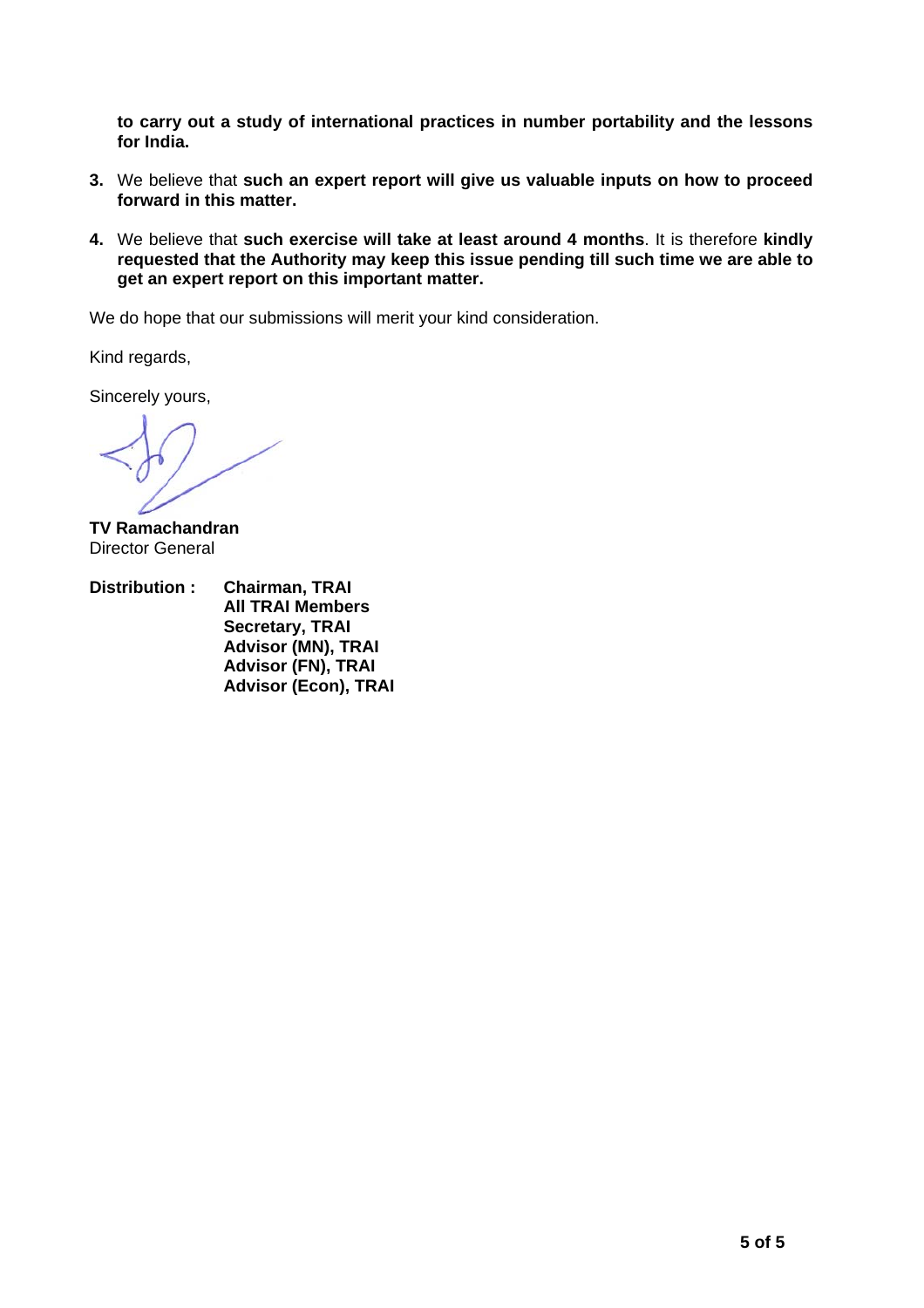**to carry out a study of international practices in number portability and the lessons for India.**

3. We believe that **such an expert report will give us valuable inputs on how to proceed forward in this matter.**

4. We believe that **such exercise will take at least around 4 months**. It is therefore **kindly requested that the Authority may keep this issue pending till such time we are able to get an expert report on this important matter.**

We do hope that our submissions will merit your kind consideration.

Kind regards,

Sincerely yours,

**TV Ramachandran**
Director General

**Distribution :** **Chairman, TRAI**
**All TRAI Members**
**Secretary, TRAI**
**Advisor (MN), TRAI**
**Advisor (FN), TRAI**
**Advisor (Econ), TRAI**